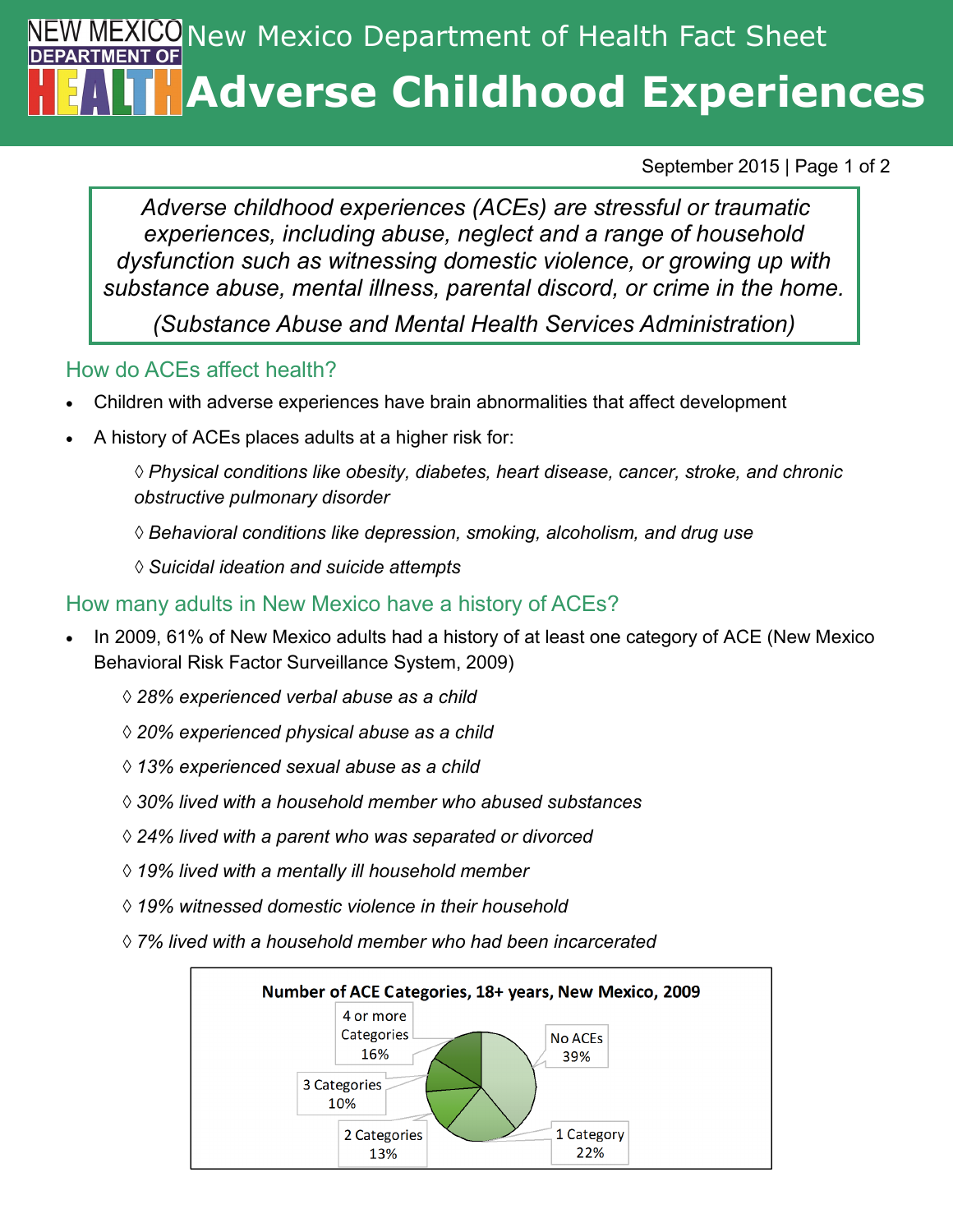# New Mexico Department of Health Fact Sheet

# Adverse Childhood Experiences

September 2015

> *Adverse childhood experiences (ACEs) are stressful or traumatic experiences, including abuse, neglect and a range of household dysfunction such as witnessing domestic violence, or growing up with substance abuse, mental illness, parental discord, or crime in the home.*
>
> *(Substance Abuse and Mental Health Services Administration)*

## How do ACEs affect health?

- Children with adverse experiences have brain abnormalities that affect development
- A history of ACEs places adults at a higher risk for:
  - ◊ *Physical conditions like obesity, diabetes, heart disease, cancer, stroke, and chronic obstructive pulmonary disorder*
  - ◊ *Behavioral conditions like depression, smoking, alcoholism, and drug use*
  - ◊ *Suicidal ideation and suicide attempts*

## How many adults in New Mexico have a history of ACEs?

- In 2009, 61% of New Mexico adults had a history of at least one category of ACE (New Mexico Behavioral Risk Factor Surveillance System, 2009)
  - ◊ *28% experienced verbal abuse as a child*
  - ◊ *20% experienced physical abuse as a child*
  - ◊ *13% experienced sexual abuse as a child*
  - ◊ *30% lived with a household member who abused substances*
  - ◊ *24% lived with a parent who was separated or divorced*
  - ◊ *19% lived with a mentally ill household member*
  - ◊ *19% witnessed domestic violence in their household*
  - ◊ *7% lived with a household member who had been incarcerated*

**Number of ACE Categories, 18+ years, New Mexico, 2009**

| Category | Percent |
|---|---|
| No ACEs | 39% |
| 1 Category | 22% |
| 2 Categories | 13% |
| 3 Categories | 10% |
| 4 or more Categories | 16% |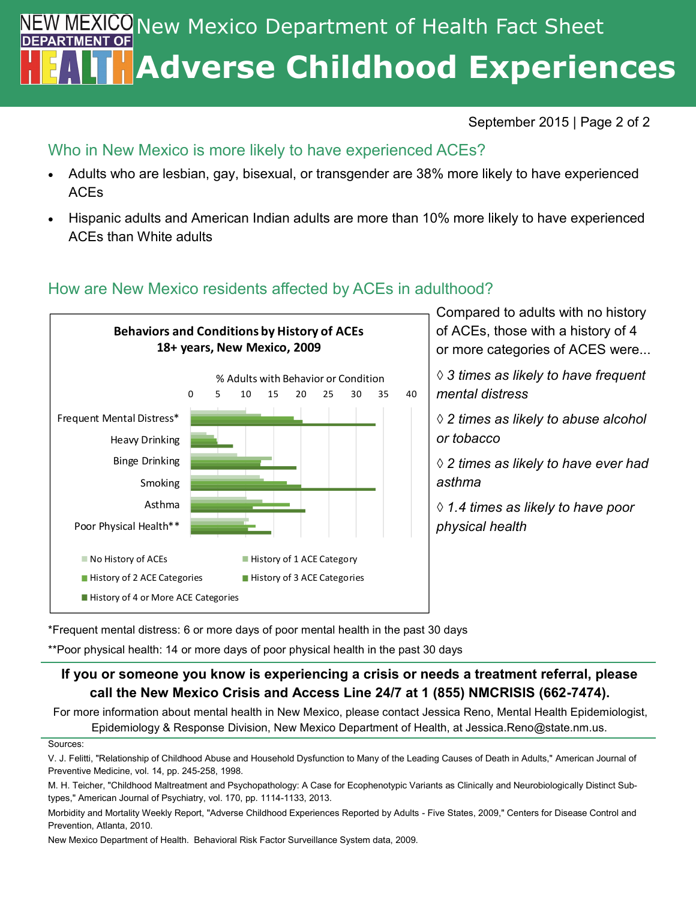# New Mexico Department of Health Fact Sheet
# Adverse Childhood Experiences

September 2015 | Page 2 of 2

## Who in New Mexico is more likely to have experienced ACEs?

- Adults who are lesbian, gay, bisexual, or transgender are 38% more likely to have experienced ACEs
- Hispanic adults and American Indian adults are more than 10% more likely to have experienced ACEs than White adults

## How are New Mexico residents affected by ACEs in adulthood?

**Behaviors and Conditions by History of ACEs**
**18+ years, New Mexico, 2009**

% Adults with Behavior or Condition

0 5 10 15 20 25 30 35 40

Frequent Mental Distress*
Heavy Drinking
Binge Drinking
Smoking
Asthma
Poor Physical Health**

No History of ACEs
History of 1 ACE Category
History of 2 ACE Categories
History of 3 ACE Categories
History of 4 or More ACE Categories

Compared to adults with no history of ACEs, those with a history of 4 or more categories of ACES were...

◊ *3 times as likely to have frequent mental distress*

◊ *2 times as likely to abuse alcohol or tobacco*

◊ *2 times as likely to have ever had asthma*

◊ *1.4 times as likely to have poor physical health*

*Frequent mental distress: 6 or more days of poor mental health in the past 30 days

**Poor physical health: 14 or more days of poor physical health in the past 30 days

**If you or someone you know is experiencing a crisis or needs a treatment referral, please call the New Mexico Crisis and Access Line 24/7 at 1 (855) NMCRISIS (662-7474).**

For more information about mental health in New Mexico, please contact Jessica Reno, Mental Health Epidemiologist, Epidemiology & Response Division, New Mexico Department of Health, at Jessica.Reno@state.nm.us.

Sources:

V. J. Felitti, "Relationship of Childhood Abuse and Household Dysfunction to Many of the Leading Causes of Death in Adults," American Journal of Preventive Medicine, vol. 14, pp. 245-258, 1998.

M. H. Teicher, "Childhood Maltreatment and Psychopathology: A Case for Ecophenotypic Variants as Clinically and Neurobiologically Distinct Sub-types," American Journal of Psychiatry, vol. 170, pp. 1114-1133, 2013.

Morbidity and Mortality Weekly Report, "Adverse Childhood Experiences Reported by Adults - Five States, 2009," Centers for Disease Control and Prevention, Atlanta, 2010.

New Mexico Department of Health. Behavioral Risk Factor Surveillance System data, 2009.